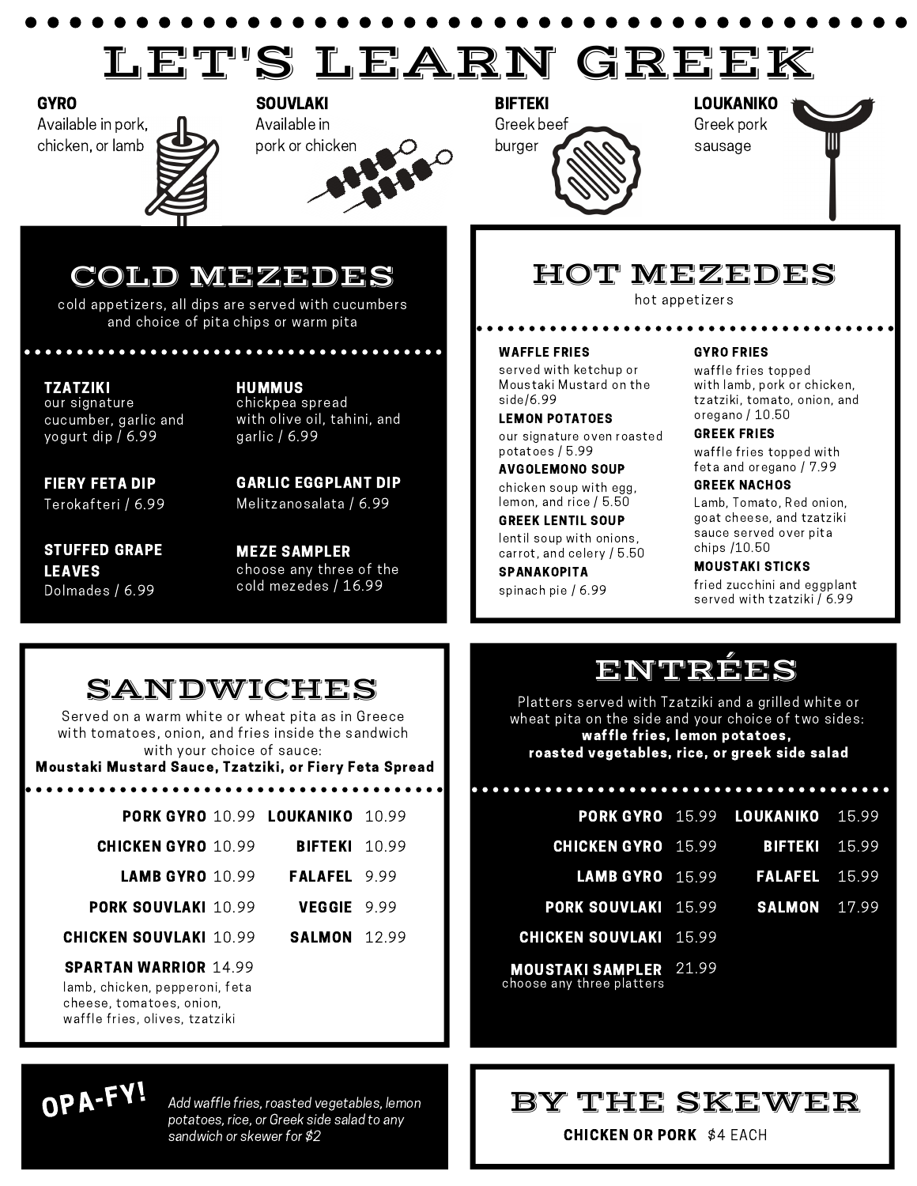# LET'S LEARN GREEK

**GYRO**
Available in pork, chicken, or lamb

**SOUVLAKI**
Available in pork or chicken

**BIFTEKI**
Greek beef burger

**LOUKANIKO**
Greek pork sausage

## COLD MEZEDES

cold appetizers, all dips are served with cucumbers and choice of pita chips or warm pita

**TZATZIKI**
our signature cucumber, garlic and yogurt dip / 6.99

**HUMMUS**
chickpea spread with olive oil, tahini, and garlic / 6.99

**FIERY FETA DIP**
Terokafteri / 6.99

**GARLIC EGGPLANT DIP**
Melitzanosalata / 6.99

**STUFFED GRAPE LEAVES**
Dolmades / 6.99

**MEZE SAMPLER**
choose any three of the cold mezedes / 16.99

## HOT MEZEDES

hot appetizers

**WAFFLE FRIES**
served with ketchup or Moustaki Mustard on the side/6.99

**LEMON POTATOES**
our signature oven roasted potatoes / 5.99

**AVGOLEMONO SOUP**
chicken soup with egg, lemon, and rice / 5.50

**GREEK LENTIL SOUP**
lentil soup with onions, carrot, and celery / 5.50

**SPANAKOPITA**
spinach pie / 6.99

**GYRO FRIES**
waffle fries topped with lamb, pork or chicken, tzatziki, tomato, onion, and oregano / 10.50

**GREEK FRIES**
waffle fries topped with feta and oregano / 7.99

**GREEK NACHOS**
Lamb, Tomato, Red onion, goat cheese, and tzatziki sauce served over pita chips /10.50

**MOUSTAKI STICKS**
fried zucchini and eggplant served with tzatziki / 6.99

## SANDWICHES

Served on a warm white or wheat pita as in Greece with tomatoes, onion, and fries inside the sandwich with your choice of sauce:
**Moustaki Mustard Sauce, Tzatziki, or Fiery Feta Spread**

| Item | Price | Item | Price |
|---|---|---|---|
| **PORK GYRO** | 10.99 | **LOUKANIKO** | 10.99 |
| **CHICKEN GYRO** | 10.99 | **BIFTEKI** | 10.99 |
| **LAMB GYRO** | 10.99 | **FALAFEL** | 9.99 |
| **PORK SOUVLAKI** | 10.99 | **VEGGIE** | 9.99 |
| **CHICKEN SOUVLAKI** | 10.99 | **SALMON** | 12.99 |
| **SPARTAN WARRIOR** | 14.99 | | |

**SPARTAN WARRIOR**: lamb, chicken, pepperoni, feta cheese, tomatoes, onion, waffle fries, olives, tzatziki

## ENTRÉES

Platters served with Tzatziki and a grilled white or wheat pita on the side and your choice of two sides:
**waffle fries, lemon potatoes, roasted vegetables, rice, or greek side salad**

| Item | Price | Item | Price |
|---|---|---|---|
| **PORK GYRO** | 15.99 | **LOUKANIKO** | 15.99 |
| **CHICKEN GYRO** | 15.99 | **BIFTEKI** | 15.99 |
| **LAMB GYRO** | 15.99 | **FALAFEL** | 15.99 |
| **PORK SOUVLAKI** | 15.99 | **SALMON** | 17.99 |
| **CHICKEN SOUVLAKI** | 15.99 | | |
| **MOUSTAKI SAMPLER** (choose any three platters) | 21.99 | | |

## OPA-FY!

*Add waffle fries, roasted vegetables, lemon potatoes, rice, or Greek side salad to any sandwich or skewer for $2*

## BY THE SKEWER

**CHICKEN OR PORK** $4 EACH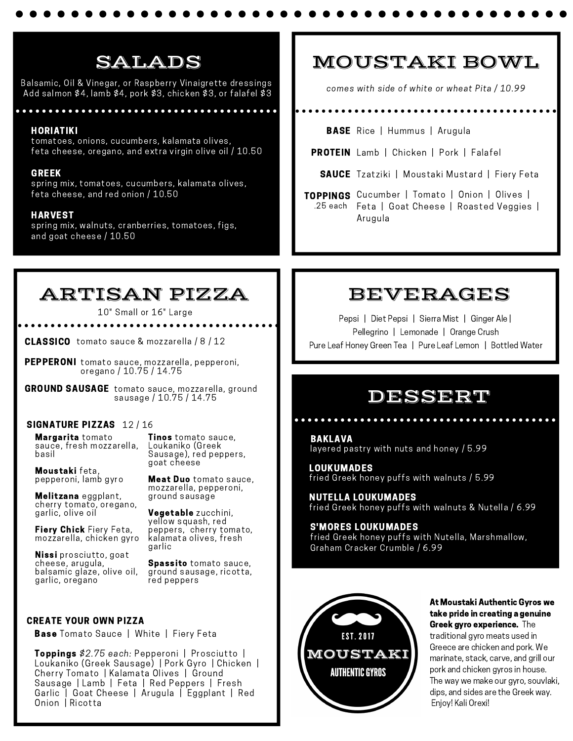## SALADS

Balsamic, Oil & Vinegar, or Raspberry Vinaigrette dressings
Add salmon $4, lamb $4, pork $3, chicken $3, or falafel $3

**HORIATIKI**
tomatoes, onions, cucumbers, kalamata olives, feta cheese, oregano, and extra virgin olive oil / 10.50

**GREEK**
spring mix, tomatoes, cucumbers, kalamata olives, feta cheese, and red onion / 10.50

**HARVEST**
spring mix, walnuts, cranberries, tomatoes, figs, and goat cheese / 10.50

## MOUSTAKI BOWL

*comes with side of white or wheat Pita / 10.99*

**BASE** Rice | Hummus | Arugula

**PROTEIN** Lamb | Chicken | Pork | Falafel

**SAUCE** Tzatziki | Moustaki Mustard | Fiery Feta

**TOPPINGS** .25 each Cucumber | Tomato | Onion | Olives | Feta | Goat Cheese | Roasted Veggies | Arugula

## ARTISAN PIZZA

10" Small or 16" Large

**CLASSICO** tomato sauce & mozzarella / 8 / 12

**PEPPERONI** tomato sauce, mozzarella, pepperoni, oregano / 10.75 / 14.75

**GROUND SAUSAGE** tomato sauce, mozzarella, ground sausage / 10.75 / 14.75

**SIGNATURE PIZZAS** 12 / 16

**Margarita** tomato sauce, fresh mozzarella, basil

**Moustaki** feta, pepperoni, lamb gyro

**Melitzana** eggplant, cherry tomato, oregano, garlic, olive oil

**Fiery Chick** Fiery Feta, mozzarella, chicken gyro

**Nissi** prosciutto, goat cheese, arugula, balsamic glaze, olive oil, garlic, oregano

**Tinos** tomato sauce, Loukaniko (Greek Sausage), red peppers, goat cheese

**Meat Duo** tomato sauce, mozzarella, pepperoni, ground sausage

**Vegetable** zucchini, yellow squash, red peppers, cherry tomato, kalamata olives, fresh garlic

**Spassito** tomato sauce, ground sausage, ricotta, red peppers

**CREATE YOUR OWN PIZZA**

**Base** Tomato Sauce | White | Fiery Feta

**Toppings** *$2.75 each:* Pepperoni | Prosciutto | Loukaniko (Greek Sausage) | Pork Gyro | Chicken | Cherry Tomato | Kalamata Olives | Ground Sausage | Lamb | Feta | Red Peppers | Fresh Garlic | Goat Cheese | Arugula | Eggplant | Red Onion | Ricotta

## BEVERAGES

Pepsi | Diet Pepsi | Sierra Mist | Ginger Ale | Pellegrino | Lemonade | Orange Crush
Pure Leaf Honey Green Tea | Pure Leaf Lemon | Bottled Water

## DESSERT

**BAKLAVA**
layered pastry with nuts and honey / 5.99

**LOUKUMADES**
fried Greek honey puffs with walnuts / 5.99

**NUTELLA LOUKUMADES**
fried Greek honey puffs with walnuts & Nutella / 6.99

**S'MORES LOUKUMADES**
fried Greek honey puffs with Nutella, Marshmallow, Graham Cracker Crumble / 6.99

EST. 2017
MOUSTAKI
AUTHENTIC GYROS

**At Moustaki Authentic Gyros we take pride in creating a genuine Greek gyro experience.** The traditional gyro meats used in Greece are chicken and pork. We marinate, stack, carve, and grill our pork and chicken gyros in house. The way we make our gyro, souvlaki, dips, and sides are the Greek way. Enjoy! Kali Orexi!